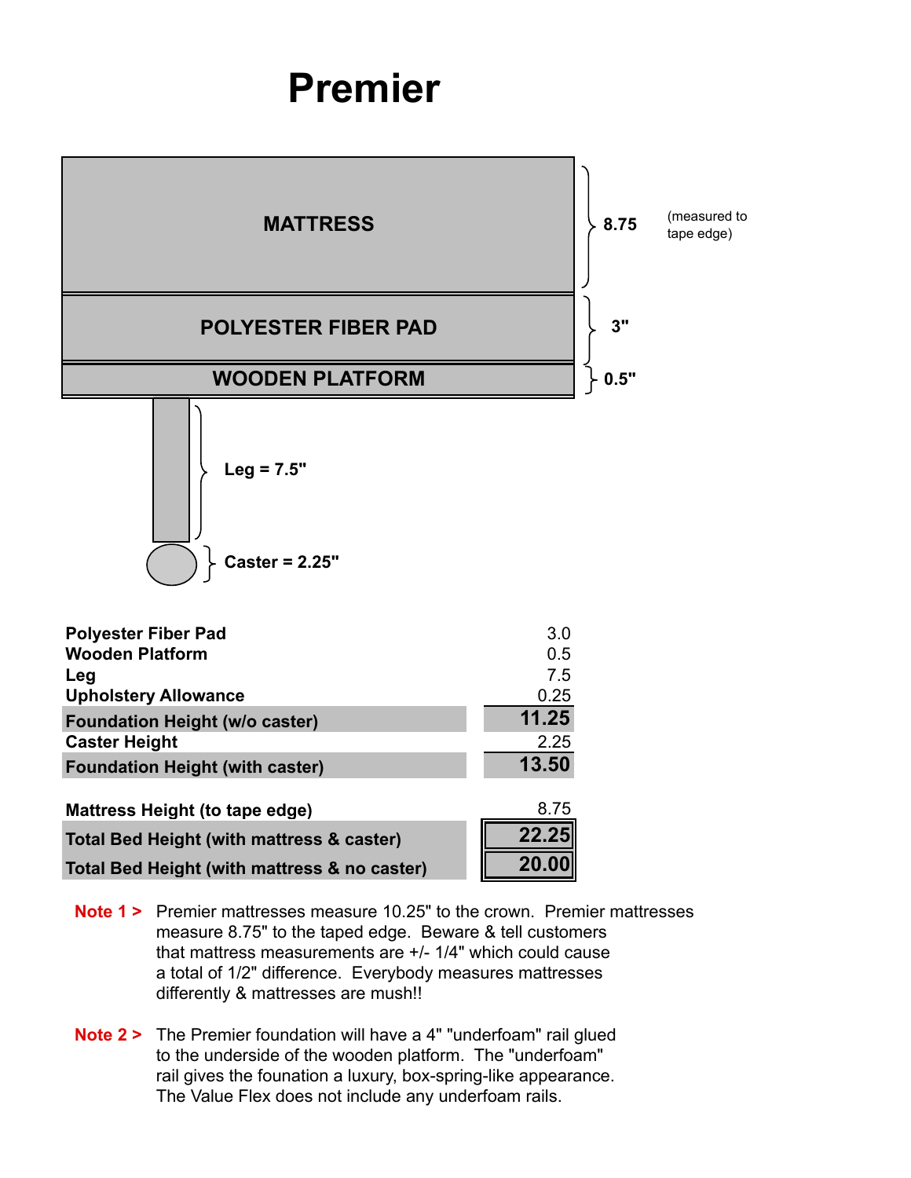# Premier

MATTRESS — 8.75 (measured to tape edge)

POLYESTER FIBER PAD — 3"

WOODEN PLATFORM — 0.5"

Leg = 7.5"

Caster = 2.25"

| | |
|---|---|
| **Polyester Fiber Pad** | 3.0 |
| **Wooden Platform** | 0.5 |
| **Leg** | 7.5 |
| **Upholstery Allowance** | 0.25 |
| **Foundation Height (w/o caster)** | **11.25** |
| **Caster Height** | 2.25 |
| **Foundation Height (with caster)** | **13.50** |
| | |
| **Mattress Height (to tape edge)** | 8.75 |
| **Total Bed Height (with mattress & caster)** | **22.25** |
| **Total Bed Height (with mattress & no caster)** | **20.00** |

**Note 1 >** Premier mattresses measure 10.25" to the crown. Premier mattresses measure 8.75" to the taped edge. Beware & tell customers that mattress measurements are +/- 1/4" which could cause a total of 1/2" difference. Everybody measures mattresses differently & mattresses are mush!!

**Note 2 >** The Premier foundation will have a 4" "underfoam" rail glued to the underside of the wooden platform. The "underfoam" rail gives the founation a luxury, box-spring-like appearance. The Value Flex does not include any underfoam rails.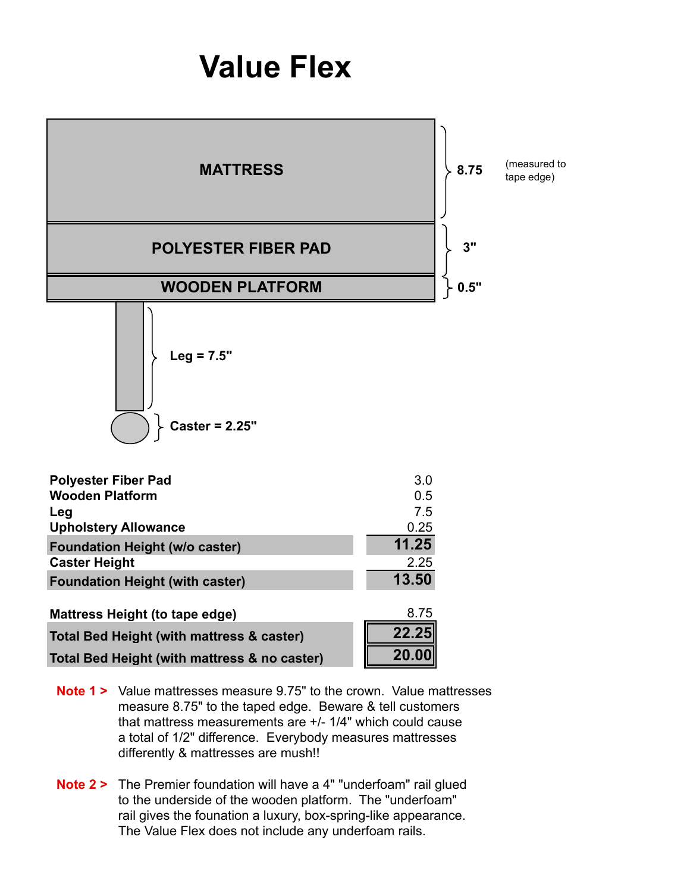# Value Flex

MATTRESS — 8.75 (measured to tape edge)

POLYESTER FIBER PAD — 3"

WOODEN PLATFORM — 0.5"

Leg = 7.5"

Caster = 2.25"

| | |
|---|---|
| **Polyester Fiber Pad** | 3.0 |
| **Wooden Platform** | 0.5 |
| **Leg** | 7.5 |
| **Upholstery Allowance** | 0.25 |
| **Foundation Height (w/o caster)** | **11.25** |
| **Caster Height** | 2.25 |
| **Foundation Height (with caster)** | **13.50** |
| | |
| **Mattress Height (to tape edge)** | 8.75 |
| **Total Bed Height (with mattress & caster)** | **22.25** |
| **Total Bed Height (with mattress & no caster)** | **20.00** |

**Note 1 >** Value mattresses measure 9.75" to the crown. Value mattresses measure 8.75" to the taped edge. Beware & tell customers that mattress measurements are +/- 1/4" which could cause a total of 1/2" difference. Everybody measures mattresses differently & mattresses are mush!!

**Note 2 >** The Premier foundation will have a 4" "underfoam" rail glued to the underside of the wooden platform. The "underfoam" rail gives the founation a luxury, box-spring-like appearance. The Value Flex does not include any underfoam rails.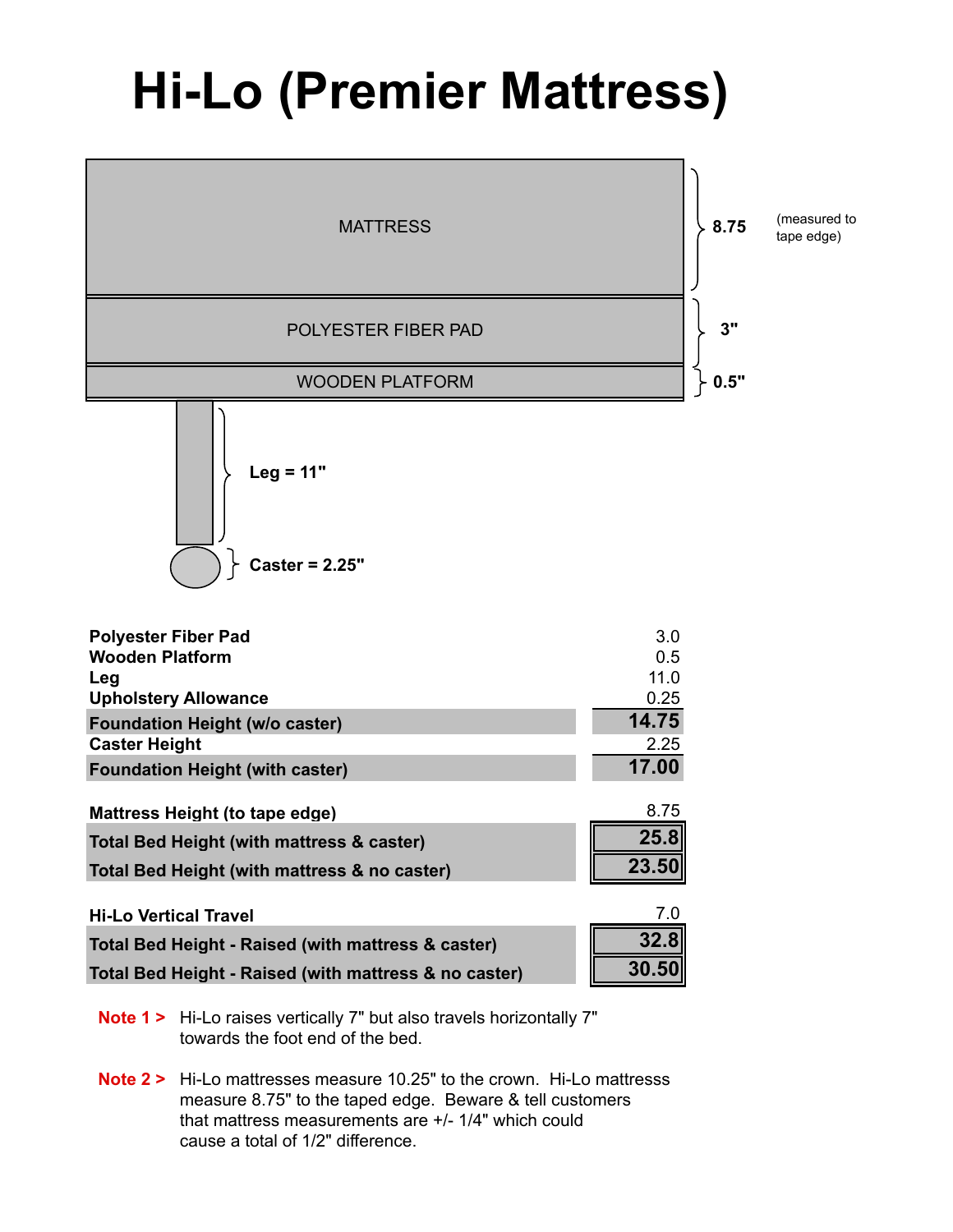# Hi-Lo (Premier Mattress)

MATTRESS — 8.75 (measured to tape edge)

POLYESTER FIBER PAD — 3"

WOODEN PLATFORM — 0.5"

Leg = 11"

Caster = 2.25"

| | |
|---|---|
| **Polyester Fiber Pad** | 3.0 |
| **Wooden Platform** | 0.5 |
| **Leg** | 11.0 |
| **Upholstery Allowance** | 0.25 |
| **Foundation Height (w/o caster)** | **14.75** |
| **Caster Height** | 2.25 |
| **Foundation Height (with caster)** | **17.00** |
| | |
| **Mattress Height (to tape edge)** | 8.75 |
| **Total Bed Height (with mattress & caster)** | **25.8** |
| **Total Bed Height (with mattress & no caster)** | **23.50** |
| | |
| **Hi-Lo Vertical Travel** | 7.0 |
| **Total Bed Height - Raised (with mattress & caster)** | **32.8** |
| **Total Bed Height - Raised (with mattress & no caster)** | **30.50** |

**Note 1 >** Hi-Lo raises vertically 7" but also travels horizontally 7" towards the foot end of the bed.

**Note 2 >** Hi-Lo mattresses measure 10.25" to the crown. Hi-Lo mattresss measure 8.75" to the taped edge. Beware & tell customers that mattress measurements are +/- 1/4" which could cause a total of 1/2" difference.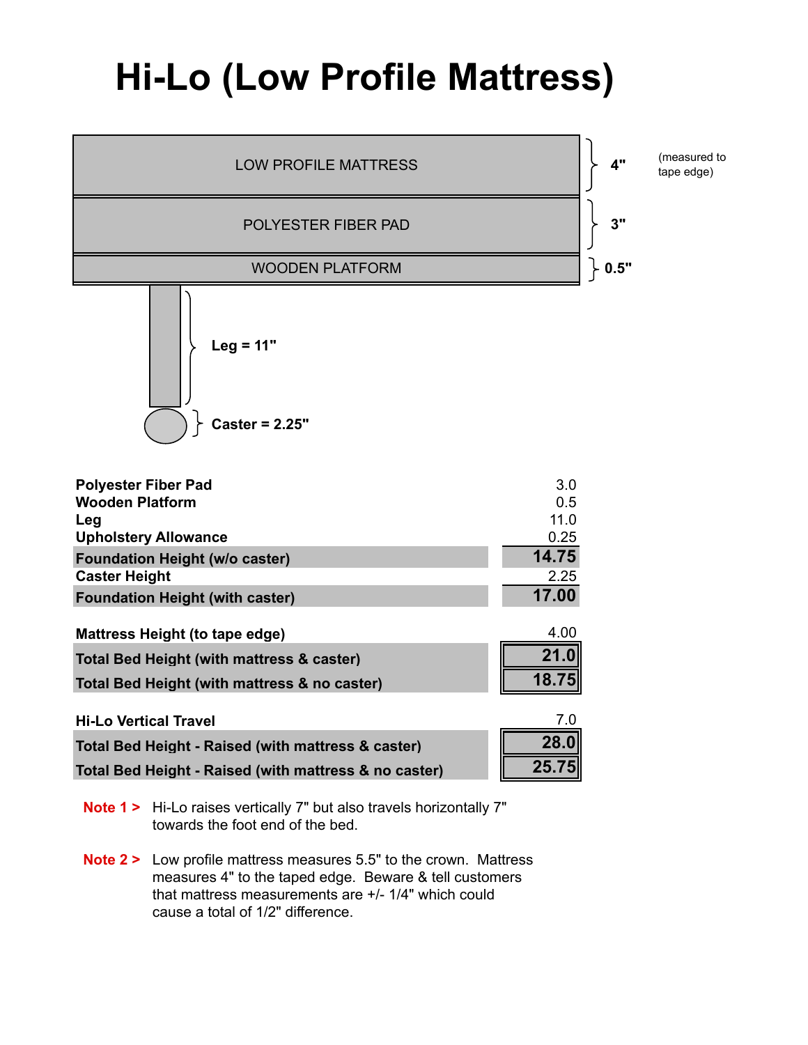# Hi-Lo (Low Profile Mattress)

LOW PROFILE MATTRESS — 4" (measured to tape edge)

POLYESTER FIBER PAD — 3"

WOODEN PLATFORM — 0.5"

Leg = 11"

Caster = 2.25"

| | |
|---|---|
| **Polyester Fiber Pad** | 3.0 |
| **Wooden Platform** | 0.5 |
| **Leg** | 11.0 |
| **Upholstery Allowance** | 0.25 |
| **Foundation Height (w/o caster)** | **14.75** |
| **Caster Height** | 2.25 |
| **Foundation Height (with caster)** | **17.00** |
| | |
| **Mattress Height (to tape edge)** | 4.00 |
| **Total Bed Height (with mattress & caster)** | **21.0** |
| **Total Bed Height (with mattress & no caster)** | **18.75** |
| | |
| **Hi-Lo Vertical Travel** | 7.0 |
| **Total Bed Height - Raised (with mattress & caster)** | **28.0** |
| **Total Bed Height - Raised (with mattress & no caster)** | **25.75** |

**Note 1 >** Hi-Lo raises vertically 7" but also travels horizontally 7" towards the foot end of the bed.

**Note 2 >** Low profile mattress measures 5.5" to the crown. Mattress measures 4" to the taped edge. Beware & tell customers that mattress measurements are +/- 1/4" which could cause a total of 1/2" difference.